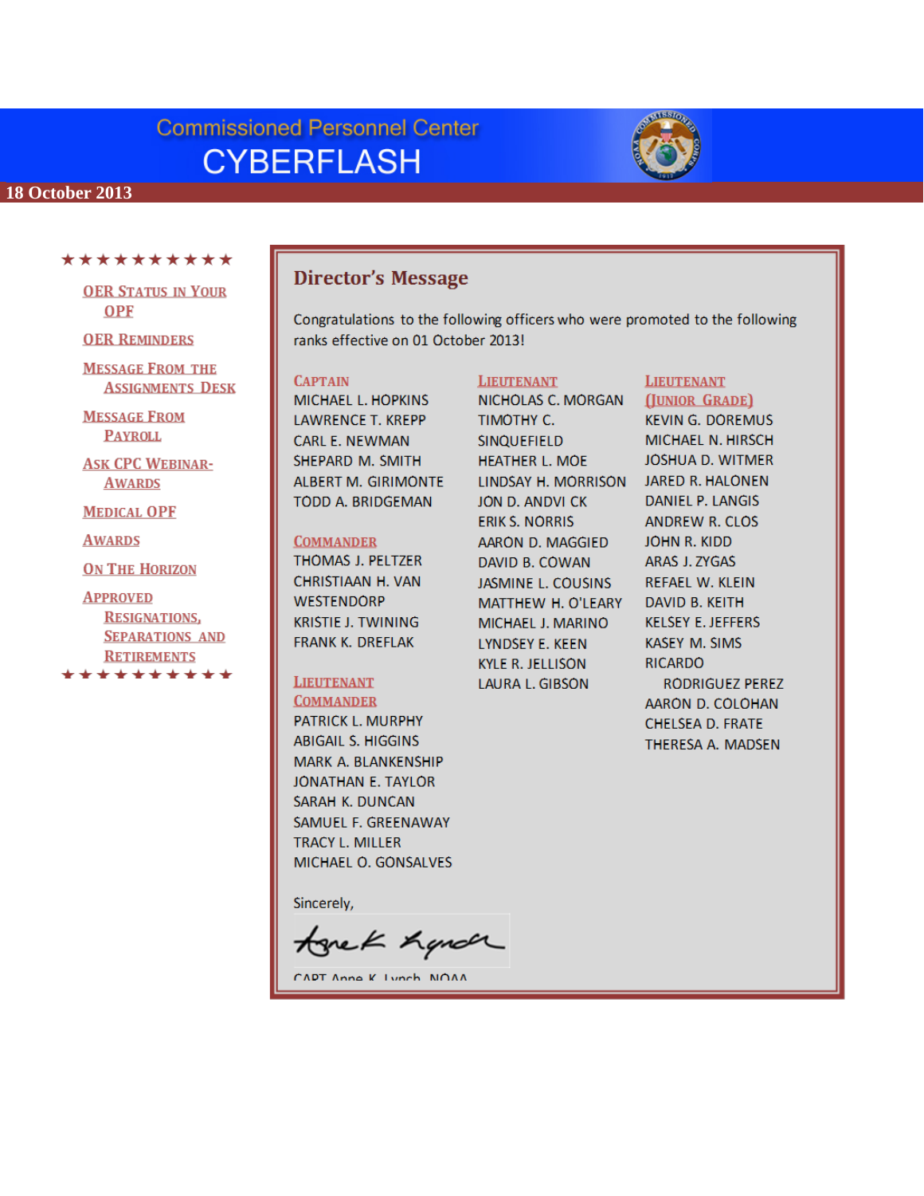# Commissioned Personnel Center

# CYBERFLASH

18 October 2013

★★★★★★★★★★

- OER Status in Your OPF
- OER Reminders
- Message From the Assignments Desk
- Message From Payroll
- Ask CPC Webinar- Awards
- Medical OPF
- Awards
- On The Horizon
- Approved Resignations, Separations and Retirements

★★★★★★★★★★

## Director's Message

Congratulations to the following officers who were promoted to the following ranks effective on 01 October 2013!

**Captain**

MICHAEL L. HOPKINS
LAWRENCE T. KREPP
CARL E. NEWMAN
SHEPARD M. SMITH
ALBERT M. GIRIMONTE
TODD A. BRIDGEMAN

**Commander**

THOMAS J. PELTZER
CHRISTIAAN H. VAN WESTENDORP
KRISTIE J. TWINING
FRANK K. DREFLAK

**Lieutenant Commander**

PATRICK L. MURPHY
ABIGAIL S. HIGGINS
MARK A. BLANKENSHIP
JONATHAN E. TAYLOR
SARAH K. DUNCAN
SAMUEL F. GREENAWAY
TRACY L. MILLER
MICHAEL O. GONSALVES

**Lieutenant**

NICHOLAS C. MORGAN
TIMOTHY C. SINQUEFIELD
HEATHER L. MOE
LINDSAY H. MORRISON
JON D. ANDVI CK
ERIK S. NORRIS
AARON D. MAGGIED
DAVID B. COWAN
JASMINE L. COUSINS
MATTHEW H. O'LEARY
MICHAEL J. MARINO
LYNDSEY E. KEEN
KYLE R. JELLISON
LAURA L. GIBSON

**Lieutenant (Junior Grade)**

KEVIN G. DOREMUS
MICHAEL N. HIRSCH
JOSHUA D. WITMER
JARED R. HALONEN
DANIEL P. LANGIS
ANDREW R. CLOS
JOHN R. KIDD
ARAS J. ZYGAS
REFAEL W. KLEIN
DAVID B. KEITH
KELSEY E. JEFFERS
KASEY M. SIMS
RICARDO RODRIGUEZ PEREZ
AARON D. COLOHAN
CHELSEA D. FRATE
THERESA A. MADSEN

Sincerely,

CAPT Anne K. Lynch, NOAA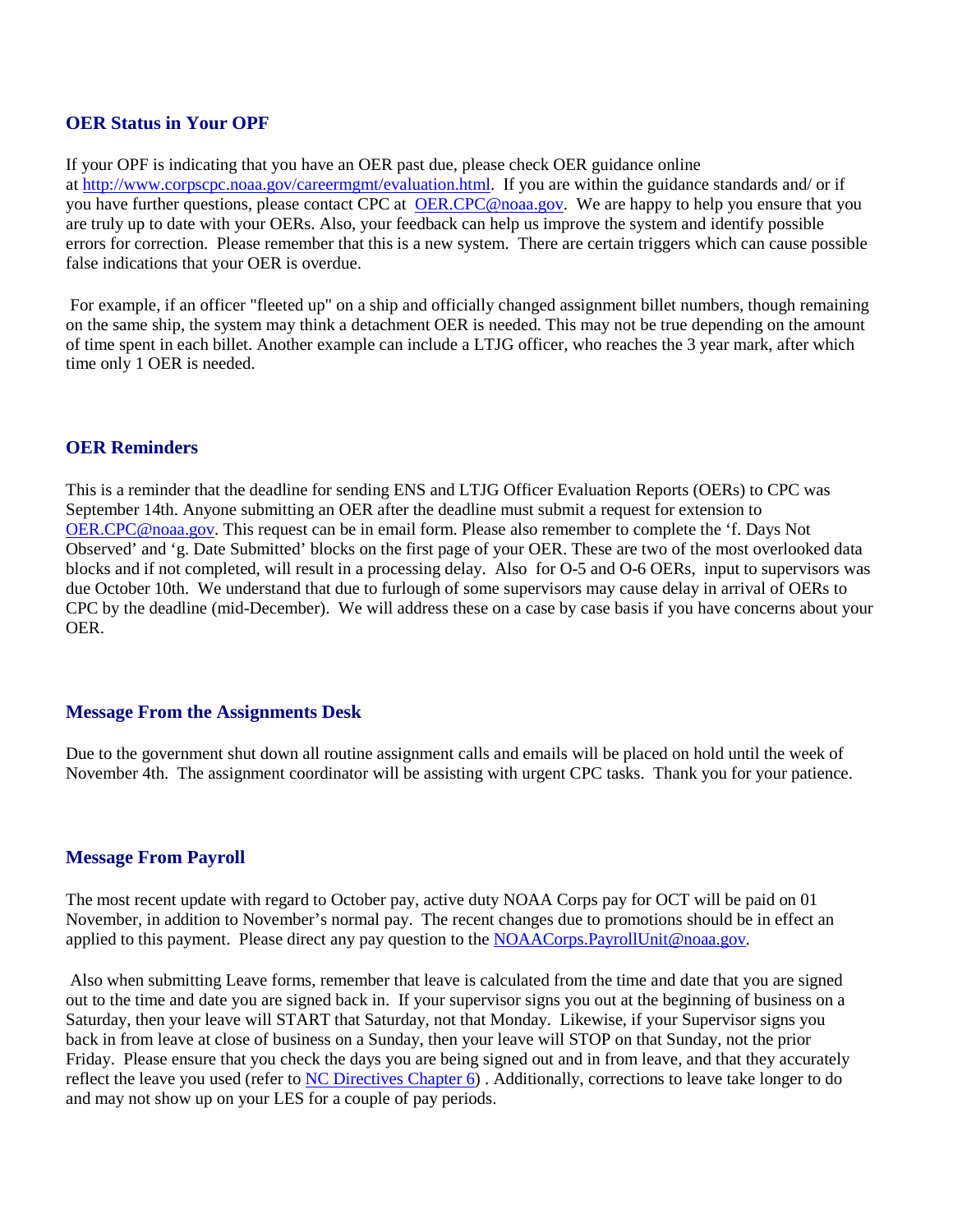## OER Status in Your OPF

If your OPF is indicating that you have an OER past due, please check OER guidance online at [http://www.corpscpc.noaa.gov/careermgmt/evaluation.html](http://www.corpscpc.noaa.gov/careermgmt/evaluation.html). If you are within the guidance standards and/ or if you have further questions, please contact CPC at [OER.CPC@noaa.gov](mailto:OER.CPC@noaa.gov). We are happy to help you ensure that you are truly up to date with your OERs. Also, your feedback can help us improve the system and identify possible errors for correction. Please remember that this is a new system. There are certain triggers which can cause possible false indications that your OER is overdue.

For example, if an officer "fleeted up" on a ship and officially changed assignment billet numbers, though remaining on the same ship, the system may think a detachment OER is needed. This may not be true depending on the amount of time spent in each billet. Another example can include a LTJG officer, who reaches the 3 year mark, after which time only 1 OER is needed.

## OER Reminders

This is a reminder that the deadline for sending ENS and LTJG Officer Evaluation Reports (OERs) to CPC was September 14th. Anyone submitting an OER after the deadline must submit a request for extension to [OER.CPC@noaa.gov](mailto:OER.CPC@noaa.gov). This request can be in email form. Please also remember to complete the 'f. Days Not Observed' and 'g. Date Submitted' blocks on the first page of your OER. These are two of the most overlooked data blocks and if not completed, will result in a processing delay. Also for O-5 and O-6 OERs, input to supervisors was due October 10th. We understand that due to furlough of some supervisors may cause delay in arrival of OERs to CPC by the deadline (mid-December). We will address these on a case by case basis if you have concerns about your OER.

## Message From the Assignments Desk

Due to the government shut down all routine assignment calls and emails will be placed on hold until the week of November 4th. The assignment coordinator will be assisting with urgent CPC tasks. Thank you for your patience.

## Message From Payroll

The most recent update with regard to October pay, active duty NOAA Corps pay for OCT will be paid on 01 November, in addition to November's normal pay. The recent changes due to promotions should be in effect an applied to this payment. Please direct any pay question to the [NOAACorps.PayrollUnit@noaa.gov](mailto:NOAACorps.PayrollUnit@noaa.gov).

Also when submitting Leave forms, remember that leave is calculated from the time and date that you are signed out to the time and date you are signed back in. If your supervisor signs you out at the beginning of business on a Saturday, then your leave will START that Saturday, not that Monday. Likewise, if your Supervisor signs you back in from leave at close of business on a Sunday, then your leave will STOP on that Sunday, not the prior Friday. Please ensure that you check the days you are being signed out and in from leave, and that they accurately reflect the leave you used (refer to [NC Directives Chapter 6](#)) . Additionally, corrections to leave take longer to do and may not show up on your LES for a couple of pay periods.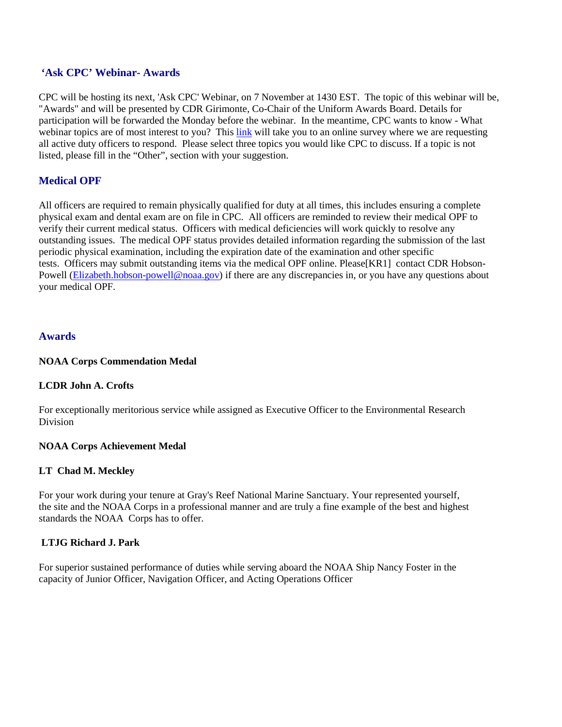## 'Ask CPC' Webinar- Awards

CPC will be hosting its next, 'Ask CPC' Webinar, on 7 November at 1430 EST. The topic of this webinar will be, "Awards" and will be presented by CDR Girimonte, Co-Chair of the Uniform Awards Board. Details for participation will be forwarded the Monday before the webinar. In the meantime, CPC wants to know - What webinar topics are of most interest to you? This link will take you to an online survey where we are requesting all active duty officers to respond. Please select three topics you would like CPC to discuss. If a topic is not listed, please fill in the "Other", section with your suggestion.

## Medical OPF

All officers are required to remain physically qualified for duty at all times, this includes ensuring a complete physical exam and dental exam are on file in CPC. All officers are reminded to review their medical OPF to verify their current medical status. Officers with medical deficiencies will work quickly to resolve any outstanding issues. The medical OPF status provides detailed information regarding the submission of the last periodic physical examination, including the expiration date of the examination and other specific tests. Officers may submit outstanding items via the medical OPF online. Please[KR1] contact CDR Hobson-Powell (Elizabeth.hobson-powell@noaa.gov) if there are any discrepancies in, or you have any questions about your medical OPF.

## Awards

**NOAA Corps Commendation Medal**

**LCDR John A. Crofts**

For exceptionally meritorious service while assigned as Executive Officer to the Environmental Research Division

**NOAA Corps Achievement Medal**

**LT Chad M. Meckley**

For your work during your tenure at Gray's Reef National Marine Sanctuary. Your represented yourself, the site and the NOAA Corps in a professional manner and are truly a fine example of the best and highest standards the NOAA Corps has to offer.

**LTJG Richard J. Park**

For superior sustained performance of duties while serving aboard the NOAA Ship Nancy Foster in the capacity of Junior Officer, Navigation Officer, and Acting Operations Officer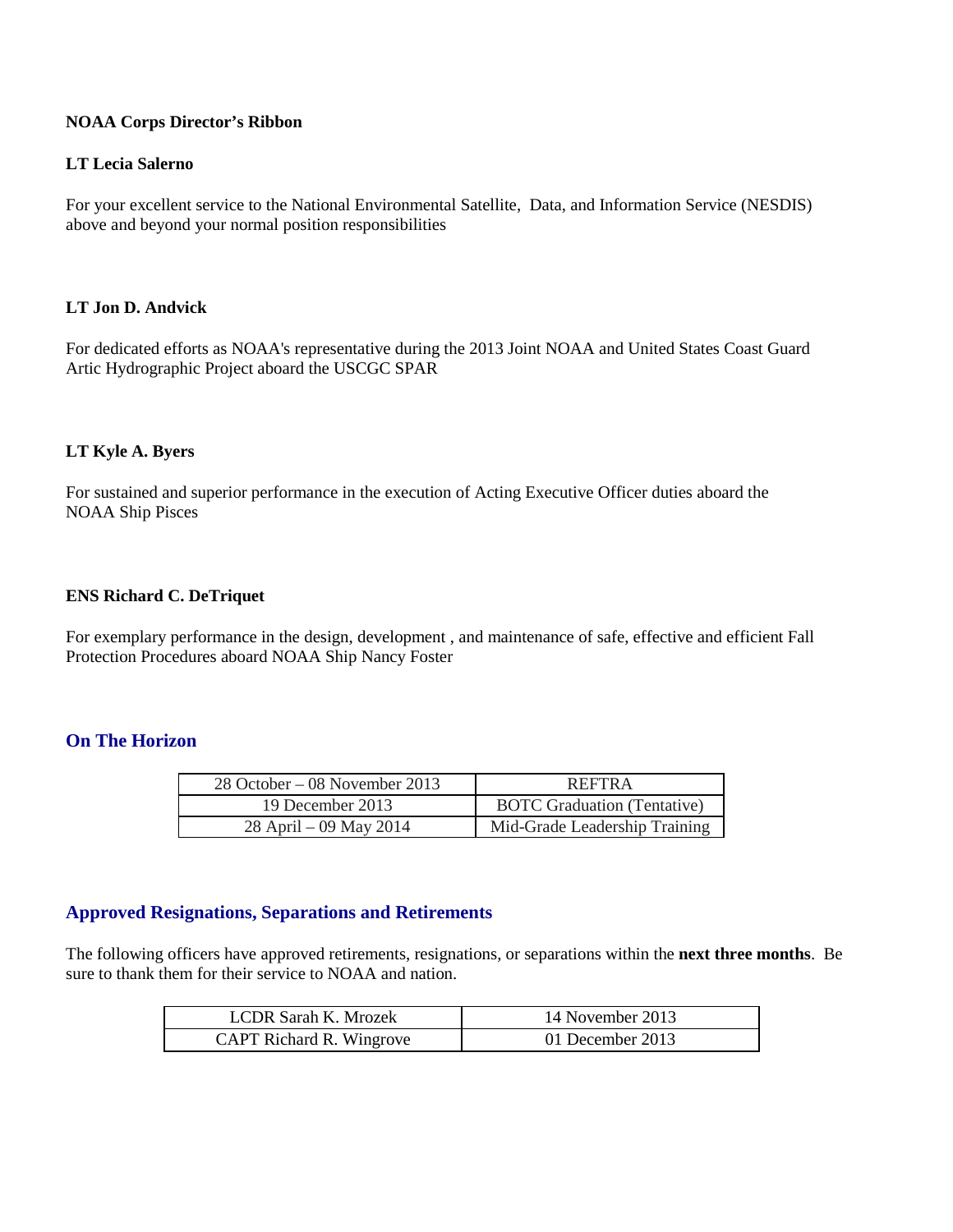**NOAA Corps Director's Ribbon**

**LT Lecia Salerno**

For your excellent service to the National Environmental Satellite, Data, and Information Service (NESDIS) above and beyond your normal position responsibilities

**LT Jon D. Andvick**

For dedicated efforts as NOAA's representative during the 2013 Joint NOAA and United States Coast Guard Artic Hydrographic Project aboard the USCGC SPAR

**LT Kyle A. Byers**

For sustained and superior performance in the execution of Acting Executive Officer duties aboard the NOAA Ship Pisces

**ENS Richard C. DeTriquet**

For exemplary performance in the design, development , and maintenance of safe, effective and efficient Fall Protection Procedures aboard NOAA Ship Nancy Foster

## On The Horizon

| | |
|---|---|
| 28 October – 08 November 2013 | REFTRA |
| 19 December 2013 | BOTC Graduation (Tentative) |
| 28 April – 09 May 2014 | Mid-Grade Leadership Training |

## Approved Resignations, Separations and Retirements

The following officers have approved retirements, resignations, or separations within the **next three months**. Be sure to thank them for their service to NOAA and nation.

| | |
|---|---|
| LCDR Sarah K. Mrozek | 14 November 2013 |
| CAPT Richard R. Wingrove | 01 December 2013 |